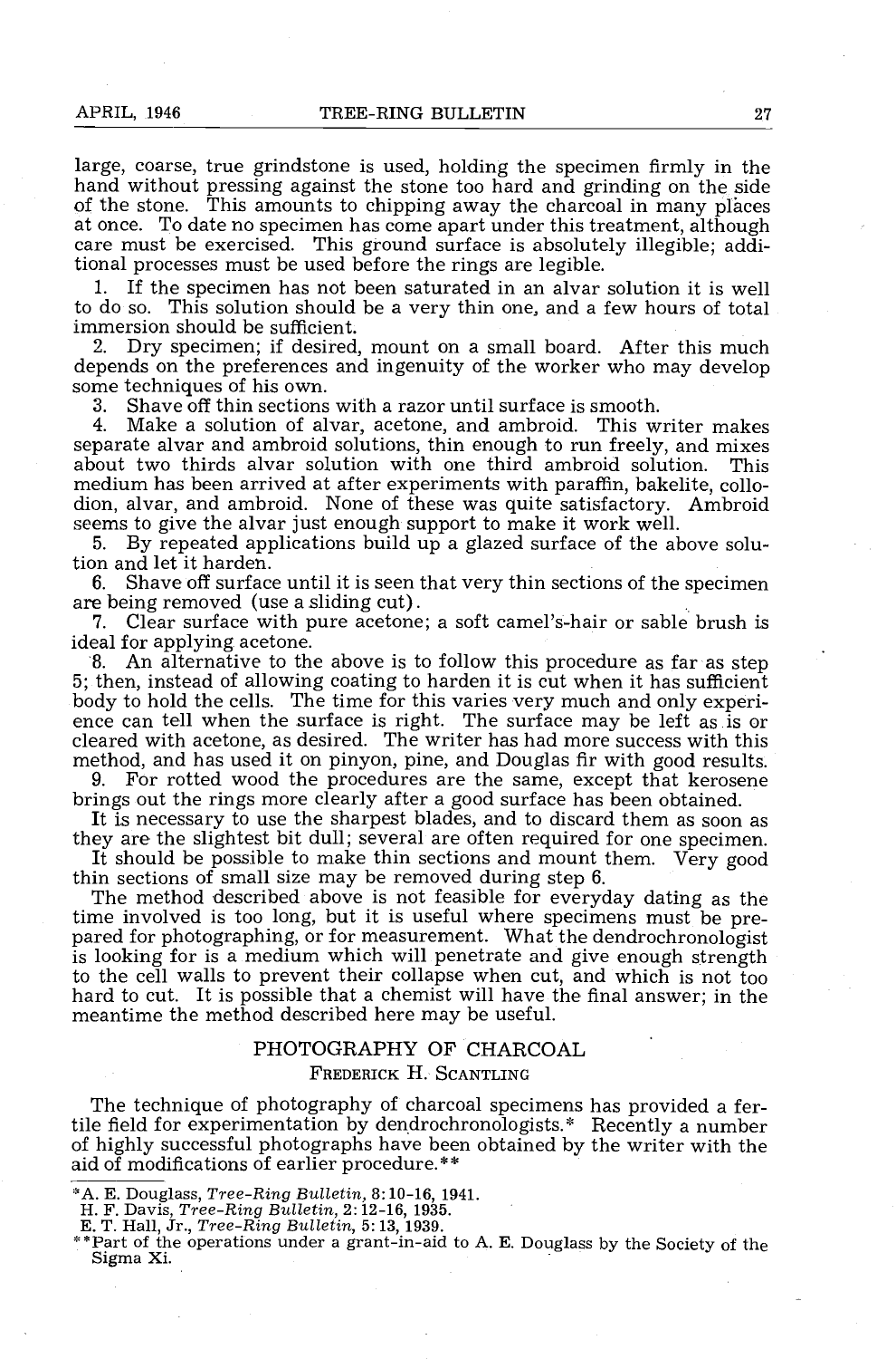large, coarse, true grindstone is used, holding the specimen firmly in the hand without pressing against the stone too hard and grinding on the side of the stone. This amounts to chipping away the charcoal in many places at once. To date no specimen has come apart under this treatment, although care must be exercised. This ground surface is absolutely illegible; additional processes must be used before the rings are legible.

1. If the specimen has not been saturated in an alvar solution it is well to do so. This solution should be a very thin one, and a few hours of total immersion should be sufficient.
2. Dry specimen; if desired, mount on a small board. After this much depends on the preferences and ingenuity of the worker who may develop some techniques of his own.
3. Shave off thin sections with a razor until surface is smooth.
4. Make a solution of alvar, acetone, and ambroid. This writer makes separate alvar and ambroid solutions, thin enough to run freely, and mixes about two thirds alvar solution with one third ambroid solution. This medium has been arrived at after experiments with paraffin, bakelite, collodion, alvar, and ambroid. None of these was quite satisfactory. Ambroid seems to give the alvar just enough support to make it work well.
5. By repeated applications build up a glazed surface of the above solution and let it harden.
6. Shave off surface until it is seen that very thin sections of the specimen are being removed (use a sliding cut).
7. Clear surface with pure acetone; a soft camel's-hair or sable brush is ideal for applying acetone.
8. An alternative to the above is to follow this procedure as far as step 5; then, instead of allowing coating to harden it is cut when it has sufficient body to hold the cells. The time for this varies very much and only experience can tell when the surface is right. The surface may be left as is or cleared with acetone, as desired. The writer has had more success with this method, and has used it on pinyon, pine, and Douglas fir with good results.
9. For rotted wood the procedures are the same, except that kerosene brings out the rings more clearly after a good surface has been obtained.

It is necessary to use the sharpest blades, and to discard them as soon as they are the slightest bit dull; several are often required for one specimen.

It should be possible to make thin sections and mount them. Very good thin sections of small size may be removed during step 6.

The method described above is not feasible for everyday dating as the time involved is too long, but it is useful where specimens must be prepared for photographing, or for measurement. What the dendrochronologist is looking for is a medium which will penetrate and give enough strength to the cell walls to prevent their collapse when cut, and which is not too hard to cut. It is possible that a chemist will have the final answer; in the meantime the method described here may be useful.

## PHOTOGRAPHY OF CHARCOAL

FREDERICK H. SCANTLING

The technique of photography of charcoal specimens has provided a fertile field for experimentation by dendrochronologists.* Recently a number of highly successful photographs have been obtained by the writer with the aid of modifications of earlier procedure.**

*A. E. Douglass, *Tree-Ring Bulletin*, 8:10-16, 1941.
H. F. Davis, *Tree-Ring Bulletin*, 2:12-16, 1935.
E. T. Hall, Jr., *Tree-Ring Bulletin*, 5:13, 1939.

**Part of the operations under a grant-in-aid to A. E. Douglass by the Society of the Sigma Xi.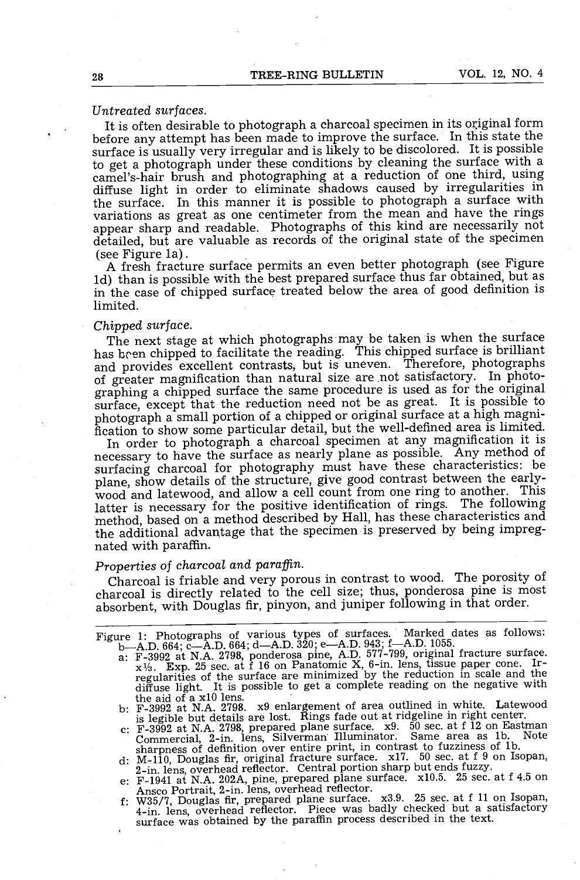*Untreated surfaces.*

It is often desirable to photograph a charcoal specimen in its original form before any attempt has been made to improve the surface. In this state the surface is usually very irregular and is likely to be discolored. It is possible to get a photograph under these conditions by cleaning the surface with a camel's-hair brush and photographing at a reduction of one third, using diffuse light in order to eliminate shadows caused by irregularities in the surface. In this manner it is possible to photograph a surface with variations as great as one centimeter from the mean and have the rings appear sharp and readable. Photographs of this kind are necessarily not detailed, but are valuable as records of the original state of the specimen (see Figure 1a).

A fresh fracture surface permits an even better photograph (see Figure 1d) than is possible with the best prepared surface thus far obtained, but as in the case of chipped surface treated below the area of good definition is limited.

*Chipped surface.*

The next stage at which photographs may be taken is when the surface has been chipped to facilitate the reading. This chipped surface is brilliant and provides excellent contrasts, but is uneven. Therefore, photographs of greater magnification than natural size are not satisfactory. In photographing a chipped surface the same procedure is used as for the original surface, except that the reduction need not be as great. It is possible to photograph a small portion of a chipped or original surface at a high magnification to show some particular detail, but the well-defined area is limited.

In order to photograph a charcoal specimen at any magnification it is necessary to have the surface as nearly plane as possible. Any method of surfacing charcoal for photography must have these characteristics: be plane, show details of the structure, give good contrast between the earlywood and latewood, and allow a cell count from one ring to another. This latter is necessary for the positive identification of rings. The following method, based on a method described by Hall, has these characteristics and the additional advantage that the specimen is preserved by being impregnated with paraffin.

*Properties of charcoal and paraffin.*

Charcoal is friable and very porous in contrast to wood. The porosity of charcoal is directly related to the cell size; thus, ponderosa pine is most absorbent, with Douglas fir, pinyon, and juniper following in that order.

---

Figure 1: Photographs of various types of surfaces. Marked dates as follows: b—A.D. 664; c—A.D. 664; d—A.D. 320; e—A.D. 943; f—A.D. 1055.

- a: F-3992 at N.A. 2798, ponderosa pine, A.D. 577-799, original fracture surface. x⅓. Exp. 25 sec. at f 16 on Panatomic X, 6-in. lens, tissue paper cone. Irregularities of the surface are minimized by the reduction in scale and the diffuse light. It is possible to get a complete reading on the negative with the aid of a x10 lens.
- b: F-3992 at N.A. 2798. x9 enlargement of area outlined in white. Latewood is legible but details are lost. Rings fade out at ridgeline in right center.
- c: F-3992 at N.A. 2798, prepared plane surface. x9. 50 sec. at f 12 on Eastman Commercial, 2-in. lens, Silverman Illuminator. Same area as 1b. Note sharpness of definition over entire print, in contrast to fuzziness of 1b.
- d: M-110, Douglas fir, original fracture surface. x17. 50 sec. at f 9 on Isopan, 2-in. lens, overhead reflector. Central portion sharp but ends fuzzy.
- e: F-1941 at N.A. 202A, pine, prepared plane surface. x10.5. 25 sec. at f 4.5 on Ansco Portrait, 2-in. lens, overhead reflector.
- f: W35/7, Douglas fir, prepared plane surface. x3.9. 25 sec. at f 11 on Isopan, 4-in. lens, overhead reflector. Piece was badly checked but a satisfactory surface was obtained by the paraffin process described in the text.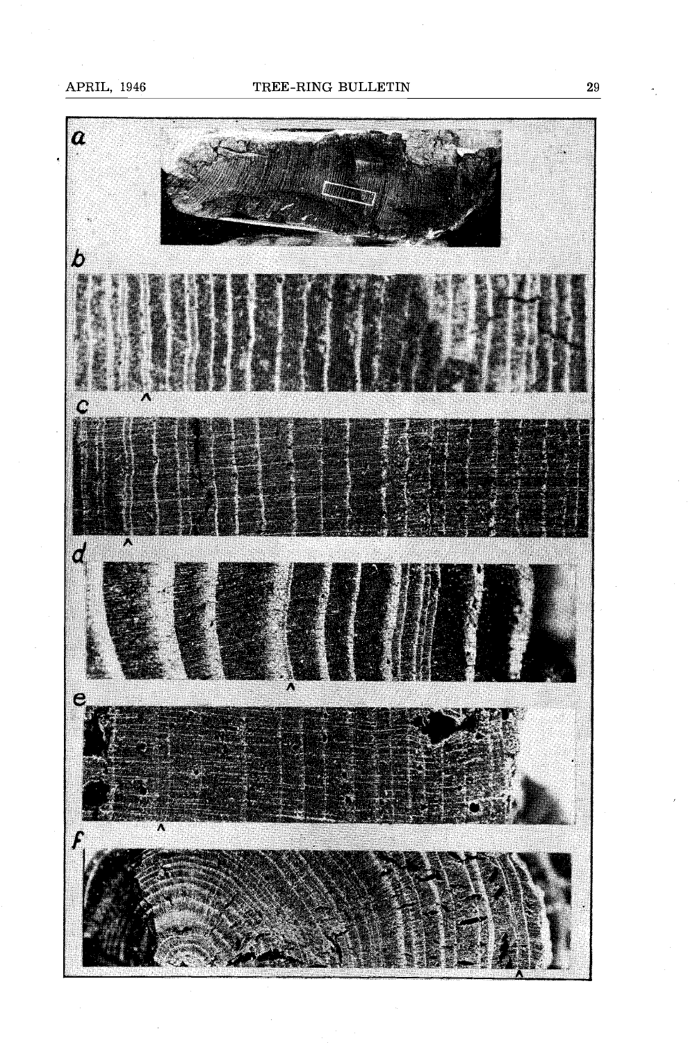a

b

c

d

e

f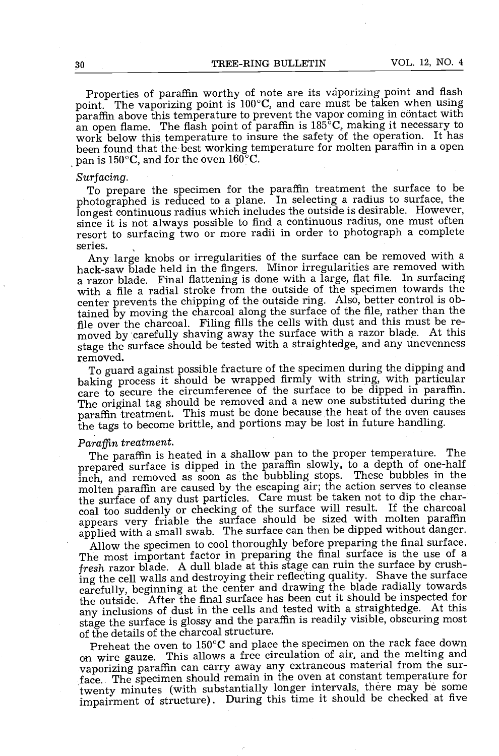Properties of paraffin worthy of note are its vaporizing point and flash point. The vaporizing point is 100°C, and care must be taken when using paraffin above this temperature to prevent the vapor coming in contact with an open flame. The flash point of paraffin is 185°C, making it necessary to work below this temperature to insure the safety of the operation. It has been found that the best working temperature for molten paraffin in a open pan is 150°C, and for the oven 160°C.

*Surfacing.*

To prepare the specimen for the paraffin treatment the surface to be photographed is reduced to a plane. In selecting a radius to surface, the longest continuous radius which includes the outside is desirable. However, since it is not always possible to find a continuous radius, one must often resort to surfacing two or more radii in order to photograph a complete series.

Any large knobs or irregularities of the surface can be removed with a hack-saw blade held in the fingers. Minor irregularities are removed with a razor blade. Final flattening is done with a large, flat file. In surfacing with a file a radial stroke from the outside of the specimen towards the center prevents the chipping of the outside ring. Also, better control is obtained by moving the charcoal along the surface of the file, rather than the file over the charcoal. Filing fills the cells with dust and this must be removed by carefully shaving away the surface with a razor blade. At this stage the surface should be tested with a straightedge, and any unevenness removed.

To guard against possible fracture of the specimen during the dipping and baking process it should be wrapped firmly with string, with particular care to secure the circumference of the surface to be dipped in paraffin. The original tag should be removed and a new one substituted during the paraffin treatment. This must be done because the heat of the oven causes the tags to become brittle, and portions may be lost in future handling.

*Paraffin treatment.*

The paraffin is heated in a shallow pan to the proper temperature. The prepared surface is dipped in the paraffin slowly, to a depth of one-half inch, and removed as soon as the bubbling stops. These bubbles in the molten paraffin are caused by the escaping air; the action serves to cleanse the surface of any dust particles. Care must be taken not to dip the charcoal too suddenly or checking of the surface will result. If the charcoal appears very friable the surface should be sized with molten paraffin applied with a small swab. The surface can then be dipped without danger.

Allow the specimen to cool thoroughly before preparing the final surface. The most important factor in preparing the final surface is the use of a *fresh* razor blade. A dull blade at this stage can ruin the surface by crushing the cell walls and destroying their reflecting quality. Shave the surface carefully, beginning at the center and drawing the blade radially towards the outside. After the final surface has been cut it should be inspected for any inclusions of dust in the cells and tested with a straightedge. At this stage the surface is glossy and the paraffin is readily visible, obscuring most of the details of the charcoal structure.

Preheat the oven to 150°C and place the specimen on the rack face down on wire gauze. This allows a free circulation of air, and the melting and vaporizing paraffin can carry away any extraneous material from the surface. The specimen should remain in the oven at constant temperature for twenty minutes (with substantially longer intervals, there may be some impairment of structure). During this time it should be checked at five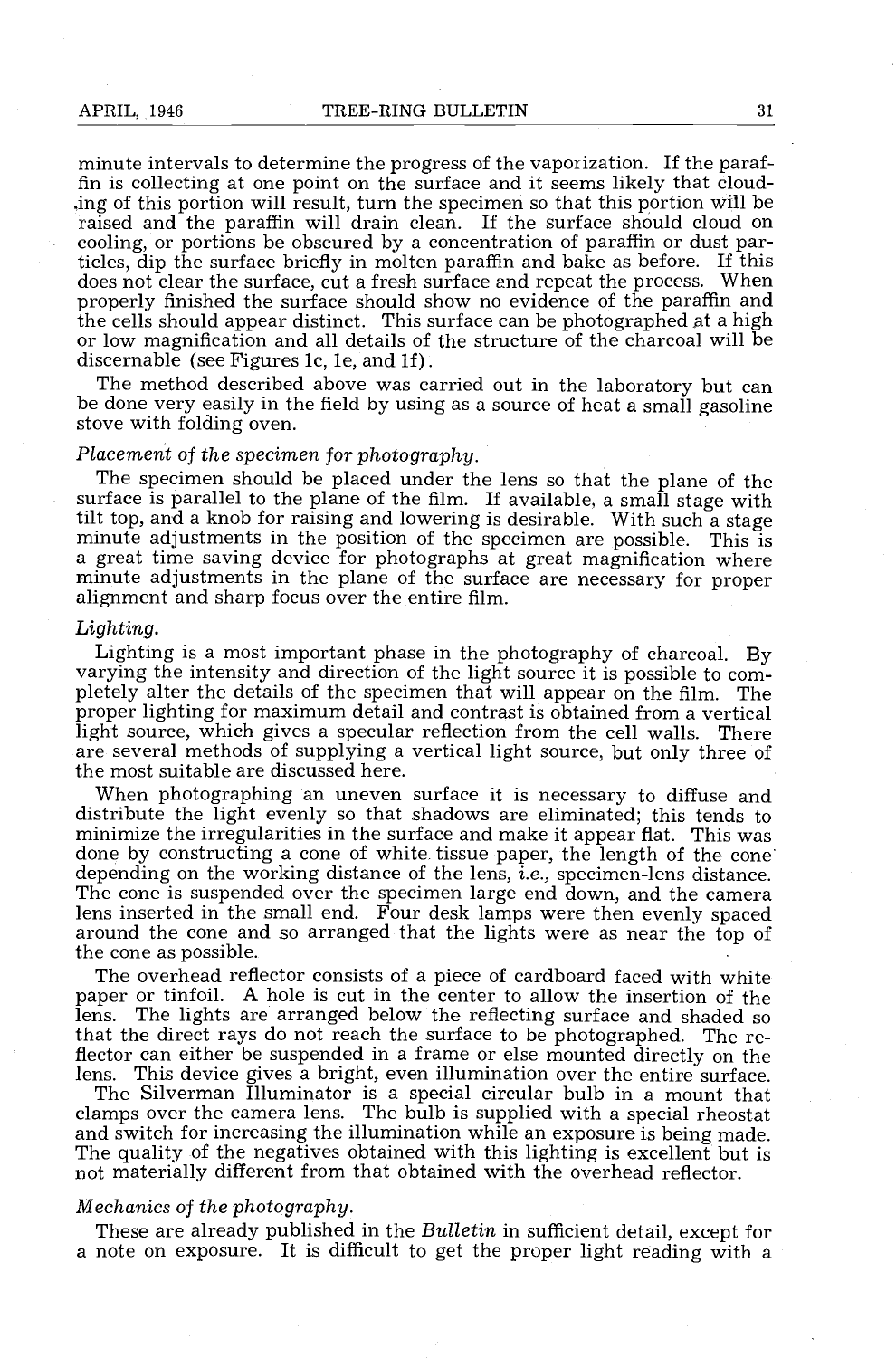minute intervals to determine the progress of the vaporization. If the paraffin is collecting at one point on the surface and it seems likely that clouding of this portion will result, turn the specimen so that this portion will be raised and the paraffin will drain clean. If the surface should cloud on cooling, or portions be obscured by a concentration of paraffin or dust particles, dip the surface briefly in molten paraffin and bake as before. If this does not clear the surface, cut a fresh surface and repeat the process. When properly finished the surface should show no evidence of the paraffin and the cells should appear distinct. This surface can be photographed at a high or low magnification and all details of the structure of the charcoal will be discernable (see Figures 1c, 1e, and 1f).

The method described above was carried out in the laboratory but can be done very easily in the field by using as a source of heat a small gasoline stove with folding oven.

*Placement of the specimen for photography.*

The specimen should be placed under the lens so that the plane of the surface is parallel to the plane of the film. If available, a small stage with tilt top, and a knob for raising and lowering is desirable. With such a stage minute adjustments in the position of the specimen are possible. This is a great time saving device for photographs at great magnification where minute adjustments in the plane of the surface are necessary for proper alignment and sharp focus over the entire film.

*Lighting.*

Lighting is a most important phase in the photography of charcoal. By varying the intensity and direction of the light source it is possible to completely alter the details of the specimen that will appear on the film. The proper lighting for maximum detail and contrast is obtained from a vertical light source, which gives a specular reflection from the cell walls. There are several methods of supplying a vertical light source, but only three of the most suitable are discussed here.

When photographing an uneven surface it is necessary to diffuse and distribute the light evenly so that shadows are eliminated; this tends to minimize the irregularities in the surface and make it appear flat. This was done by constructing a cone of white tissue paper, the length of the cone depending on the working distance of the lens, *i.e.*, specimen-lens distance. The cone is suspended over the specimen large end down, and the camera lens inserted in the small end. Four desk lamps were then evenly spaced around the cone and so arranged that the lights were as near the top of the cone as possible.

The overhead reflector consists of a piece of cardboard faced with white paper or tinfoil. A hole is cut in the center to allow the insertion of the lens. The lights are arranged below the reflecting surface and shaded so that the direct rays do not reach the surface to be photographed. The reflector can either be suspended in a frame or else mounted directly on the lens. This device gives a bright, even illumination over the entire surface.

The Silverman Illuminator is a special circular bulb in a mount that clamps over the camera lens. The bulb is supplied with a special rheostat and switch for increasing the illumination while an exposure is being made. The quality of the negatives obtained with this lighting is excellent but is not materially different from that obtained with the overhead reflector.

*Mechanics of the photography.*

These are already published in the *Bulletin* in sufficient detail, except for a note on exposure. It is difficult to get the proper light reading with a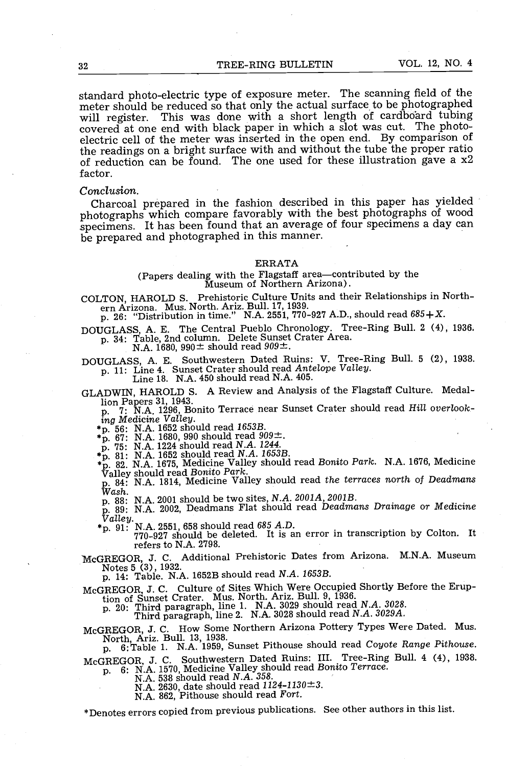standard photo-electric type of exposure meter. The scanning field of the meter should be reduced so that only the actual surface to be photographed will register. This was done with a short length of cardboard tubing covered at one end with black paper in which a slot was cut. The photo-electric cell of the meter was inserted in the open end. By comparison of the readings on a bright surface with and without the tube the proper ratio of reduction can be found. The one used for these illustration gave a x2 factor.

*Conclusion.*

Charcoal prepared in the fashion described in this paper has yielded photographs which compare favorably with the best photographs of wood specimens. It has been found that an average of four specimens a day can be prepared and photographed in this manner.

## ERRATA

(Papers dealing with the Flagstaff area—contributed by the Museum of Northern Arizona).

COLTON, HAROLD S. Prehistoric Culture Units and their Relationships in Northern Arizona. Mus. North. Ariz. Bull. 17, 1939.
p. 26: "Distribution in time." N.A. 2551, 770-927 A.D., should read *685+X*.

DOUGLASS, A. E. The Central Pueblo Chronology. Tree-Ring Bull. 2 (4), 1936.
p. 34: Table, 2nd column. Delete Sunset Crater Area.
N.A. 1680, 990± should read *909±*.

DOUGLASS, A. E. Southwestern Dated Ruins: V. Tree-Ring Bull. 5 (2), 1938.
p. 11: Line 4. Sunset Crater should read *Antelope Valley*.
Line 18. N.A. 450 should read N.A. 405.

GLADWIN, HAROLD S. A Review and Analysis of the Flagstaff Culture. Medallion Papers 31, 1943.
p. 7: N.A. 1296, Bonito Terrace near Sunset Crater should read *Hill overlooking Medicine Valley*.
*p. 56: N.A. 1652 should read *1653B*.
*p. 67: N.A. 1680, 990 should read *909±*.
p. 75: N.A. 1224 should read *N.A. 1244*.
*p. 81: N.A. 1652 should read *N.A. 1653B*.
*p. 82. N.A. 1675, Medicine Valley should read *Bonito Park*. N.A. 1676, Medicine Valley should read *Bonito Park*.
p. 84: N.A. 1814, Medicine Valley should read *the terraces north of Deadmans Wash*.
p. 88: N.A. 2001 should be two sites, *N.A. 2001A, 2001B*.
p. 89: N.A. 2002, Deadmans Flat should read *Deadmans Drainage or Medicine Valley*.
*p. 91: N.A. 2551, 658 should read *685 A.D.*
770-927 should be deleted. It is an error in transcription by Colton. It refers to N.A. 2798.

McGREGOR, J. C. Additional Prehistoric Dates from Arizona. M.N.A. Museum Notes 5 (3), 1932.
p. 14: Table. N.A. 1652B should read *N.A. 1653B*.

McGREGOR, J. C. Culture of Sites Which Were Occupied Shortly Before the Eruption of Sunset Crater. Mus. North. Ariz. Bull. 9, 1936.
p. 20: Third paragraph, line 1. N.A. 3029 should read *N.A. 3028*.
Third paragraph, line 2. N.A. 3028 should read *N.A. 3029A*.

McGREGOR, J. C. How Some Northern Arizona Pottery Types Were Dated. Mus. North, Ariz. Bull. 13, 1938.
p. 6: Table 1. N.A. 1959, Sunset Pithouse should read *Coyote Range Pithouse*.

McGREGOR, J. C. Southwestern Dated Ruins: III. Tree-Ring Bull. 4 (4), 1938.
p. 6: N.A. 1570, Medicine Valley should read *Bonito Terrace*.
N.A. 538 should read *N.A. 358*.
N.A. 2630, date should read *1124-1130±3*.
N.A. 862, Pithouse should read *Fort*.

*Denotes errors copied from previous publications. See other authors in this list.